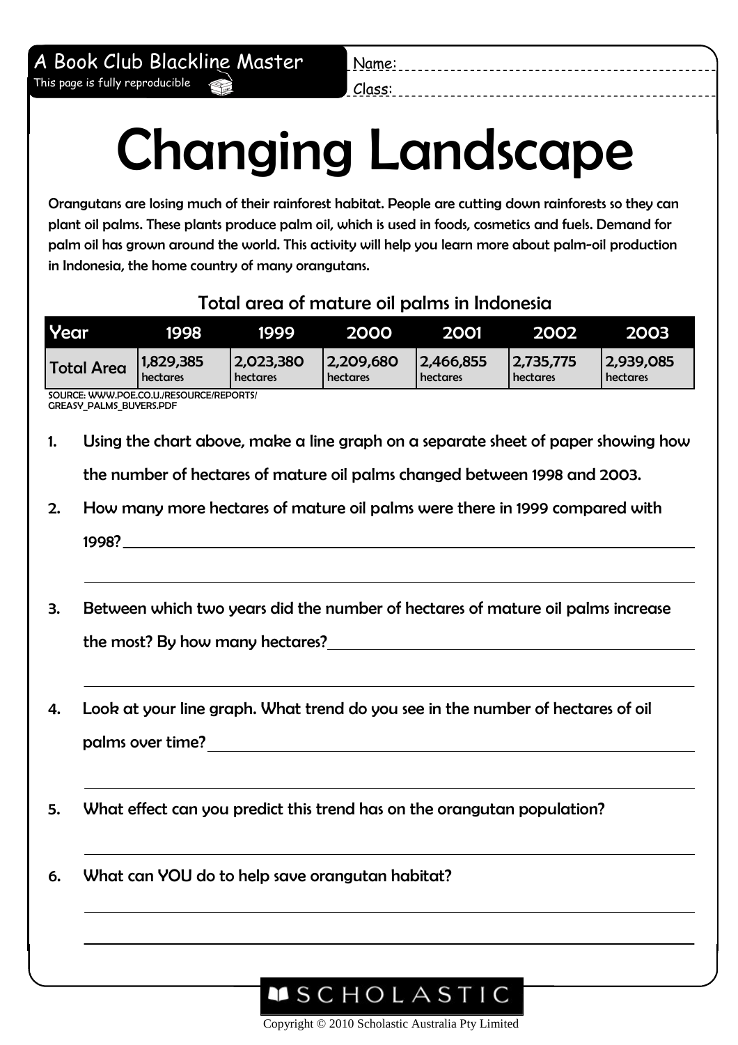A Book Club Blackline Master
This page is fully reproducible

Name:
Class:

# Changing Landscape

Orangutans are losing much of their rainforest habitat. People are cutting down rainforests so they can plant oil palms. These plants produce palm oil, which is used in foods, cosmetics and fuels. Demand for palm oil has grown around the world. This activity will help you learn more about palm-oil production in Indonesia, the home country of many orangutans.

### Total area of mature oil palms in Indonesia

| Year | 1998 | 1999 | 2000 | 2001 | 2002 | 2003 |
|---|---|---|---|---|---|---|
| Total Area | 1,829,385 hectares | 2,023,380 hectares | 2,209,680 hectares | 2,466,855 hectares | 2,735,775 hectares | 2,939,085 hectares |

SOURCE: WWW.POE.CO.U./RESOURCE/REPORTS/GREASY_PALMS_BUYERS.PDF

1. Using the chart above, make a line graph on a separate sheet of paper showing how the number of hectares of mature oil palms changed between 1998 and 2003.
2. How many more hectares of mature oil palms were there in 1999 compared with 1998? ______________________
3. Between which two years did the number of hectares of mature oil palms increase the most? By how many hectares? ______________________
4. Look at your line graph. What trend do you see in the number of hectares of oil palms over time? ______________________
5. What effect can you predict this trend has on the orangutan population? ______________________
6. What can YOU do to help save orangutan habitat? ______________________

SCHOLASTIC

Copyright © 2010 Scholastic Australia Pty Limited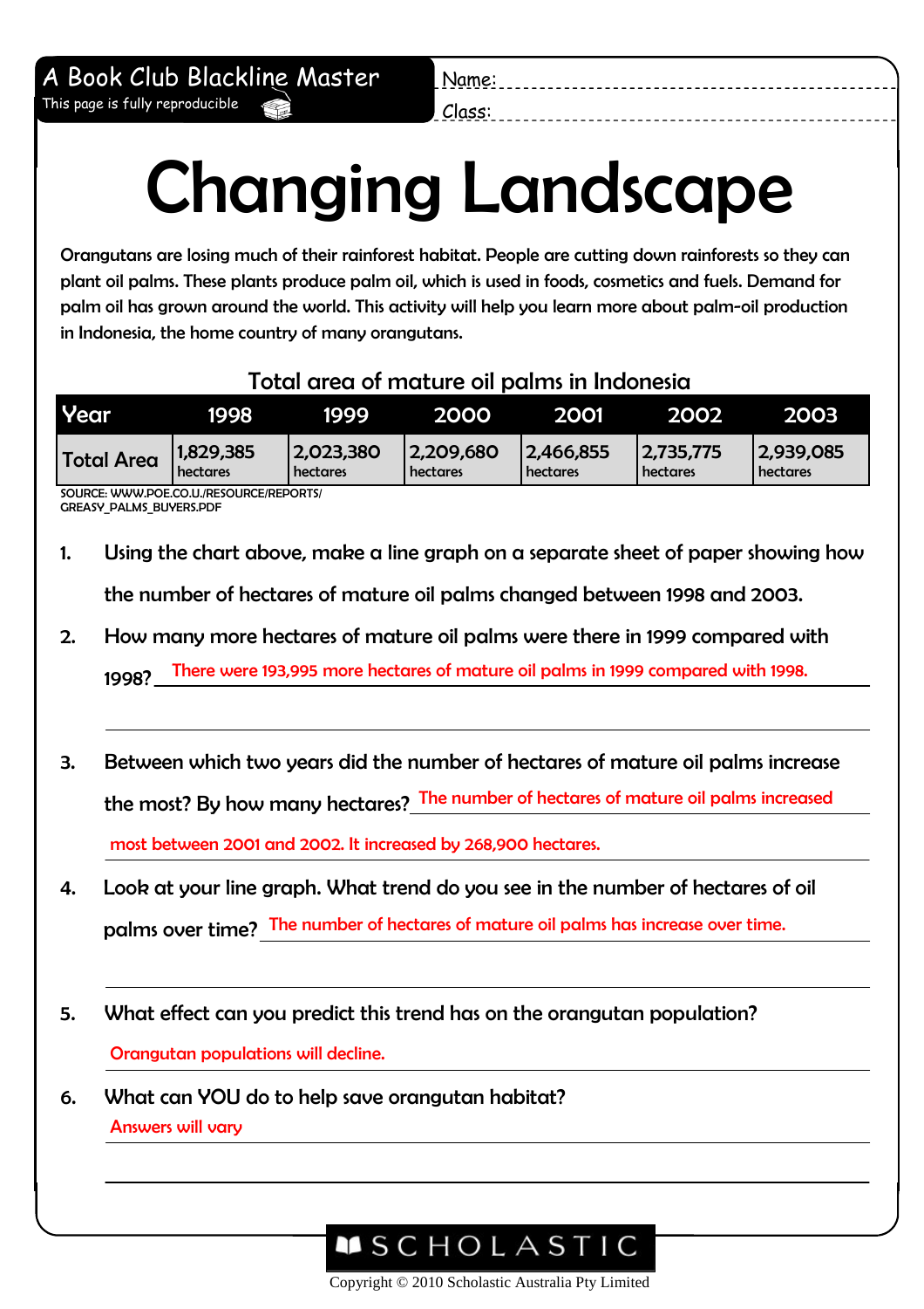A Book Club Blackline Master

This page is fully reproducible

Name:

Class:

# Changing Landscape

Orangutans are losing much of their rainforest habitat. People are cutting down rainforests so they can plant oil palms. These plants produce palm oil, which is used in foods, cosmetics and fuels. Demand for palm oil has grown around the world. This activity will help you learn more about palm-oil production in Indonesia, the home country of many orangutans.

Total area of mature oil palms in Indonesia

| Year | 1998 | 1999 | 2000 | 2001 | 2002 | 2003 |
|---|---|---|---|---|---|---|
| Total Area | 1,829,385 hectares | 2,023,380 hectares | 2,209,680 hectares | 2,466,855 hectares | 2,735,775 hectares | 2,939,085 hectares |

SOURCE: WWW.POE.CO.U./RESOURCE/REPORTS/GREASY_PALMS_BUYERS.PDF

1. Using the chart above, make a line graph on a separate sheet of paper showing how the number of hectares of mature oil palms changed between 1998 and 2003.

2. How many more hectares of mature oil palms were there in 1999 compared with 1998? There were 193,995 more hectares of mature oil palms in 1999 compared with 1998.

3. Between which two years did the number of hectares of mature oil palms increase the most? By how many hectares? The number of hectares of mature oil palms increased most between 2001 and 2002. It increased by 268,900 hectares.

4. Look at your line graph. What trend do you see in the number of hectares of oil palms over time? The number of hectares of mature oil palms has increase over time.

5. What effect can you predict this trend has on the orangutan population?
   Orangutan populations will decline.

6. What can YOU do to help save orangutan habitat?
   Answers will vary

SCHOLASTIC

Copyright © 2010 Scholastic Australia Pty Limited